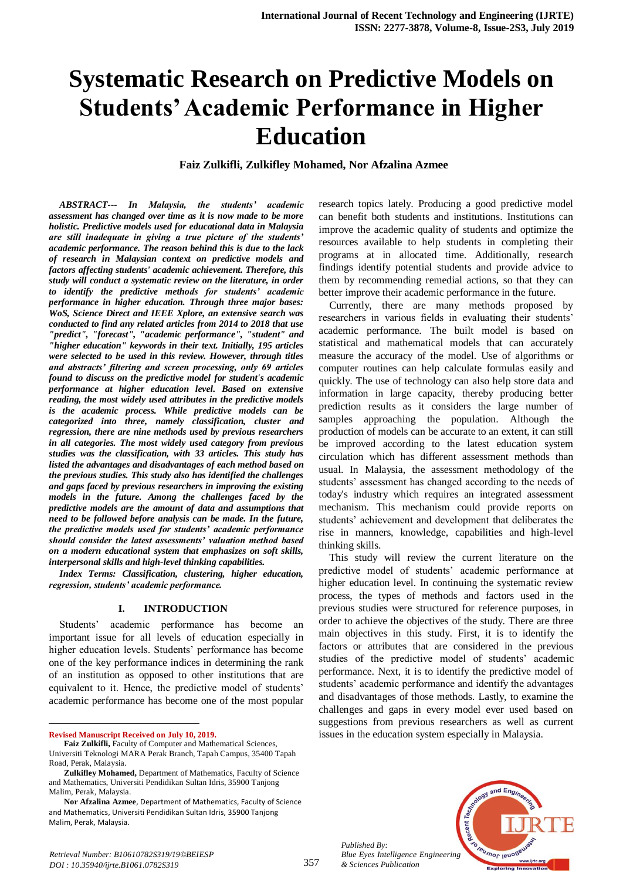# Systematic Research on Predictive Models on Students' Academic Performance in Higher Education

**Faiz Zulkifli, Zulkifley Mohamed, Nor Afzalina Azmee**

***ABSTRACT--- In Malaysia, the students' academic assessment has changed over time as it is now made to be more holistic. Predictive models used for educational data in Malaysia are still inadequate in giving a true picture of the students' academic performance. The reason behind this is due to the lack of research in Malaysian context on predictive models and factors affecting students' academic achievement. Therefore, this study will conduct a systematic review on the literature, in order to identify the predictive methods for students' academic performance in higher education. Through three major bases: WoS, Science Direct and IEEE Xplore, an extensive search was conducted to find any related articles from 2014 to 2018 that use "predict", "forecast", "academic performance", "student" and "higher education" keywords in their text. Initially, 195 articles were selected to be used in this review. However, through titles and abstracts' filtering and screen processing, only 69 articles found to discuss on the predictive model for student's academic performance at higher education level. Based on extensive reading, the most widely used attributes in the predictive models is the academic process. While predictive models can be categorized into three, namely classification, cluster and regression, there are nine methods used by previous researchers in all categories. The most widely used category from previous studies was the classification, with 33 articles. This study has listed the advantages and disadvantages of each method based on the previous studies. This study also has identified the challenges and gaps faced by previous researchers in improving the existing models in the future. Among the challenges faced by the predictive models are the amount of data and assumptions that need to be followed before analysis can be made. In the future, the predictive models used for students' academic performance should consider the latest assessments' valuation method based on a modern educational system that emphasizes on soft skills, interpersonal skills and high-level thinking capabilities.***

***Index Terms: Classification, clustering, higher education, regression, students' academic performance.***

## I. INTRODUCTION

Students' academic performance has become an important issue for all levels of education especially in higher education levels. Students' performance has become one of the key performance indices in determining the rank of an institution as opposed to other institutions that are equivalent to it. Hence, the predictive model of students' academic performance has become one of the most popular research topics lately. Producing a good predictive model can benefit both students and institutions. Institutions can improve the academic quality of students and optimize the resources available to help students in completing their programs at in allocated time. Additionally, research findings identify potential students and provide advice to them by recommending remedial actions, so that they can better improve their academic performance in the future.

Currently, there are many methods proposed by researchers in various fields in evaluating their students' academic performance. The built model is based on statistical and mathematical models that can accurately measure the accuracy of the model. Use of algorithms or computer routines can help calculate formulas easily and quickly. The use of technology can also help store data and information in large capacity, thereby producing better prediction results as it considers the large number of samples approaching the population. Although the production of models can be accurate to an extent, it can still be improved according to the latest education system circulation which has different assessment methods than usual. In Malaysia, the assessment methodology of the students' assessment has changed according to the needs of today's industry which requires an integrated assessment mechanism. This mechanism could provide reports on students' achievement and development that deliberates the rise in manners, knowledge, capabilities and high-level thinking skills.

This study will review the current literature on the predictive model of students' academic performance at higher education level. In continuing the systematic review process, the types of methods and factors used in the previous studies were structured for reference purposes, in order to achieve the objectives of the study. There are three main objectives in this study. First, it is to identify the factors or attributes that are considered in the previous studies of the predictive model of students' academic performance. Next, it is to identify the predictive model of students' academic performance and identify the advantages and disadvantages of those methods. Lastly, to examine the challenges and gaps in every model ever used based on suggestions from previous researchers as well as current issues in the education system especially in Malaysia.

---

**Revised Manuscript Received on July 10, 2019.**

**Faiz Zulkifli,** Faculty of Computer and Mathematical Sciences, Universiti Teknologi MARA Perak Branch, Tapah Campus, 35400 Tapah Road, Perak, Malaysia.

**Zulkifley Mohamed,** Department of Mathematics, Faculty of Science and Mathematics, Universiti Pendidikan Sultan Idris, 35900 Tanjong Malim, Perak, Malaysia.

**Nor Afzalina Azmee**, Department of Mathematics, Faculty of Science and Mathematics, Universiti Pendidikan Sultan Idris, 35900 Tanjong Malim, Perak, Malaysia.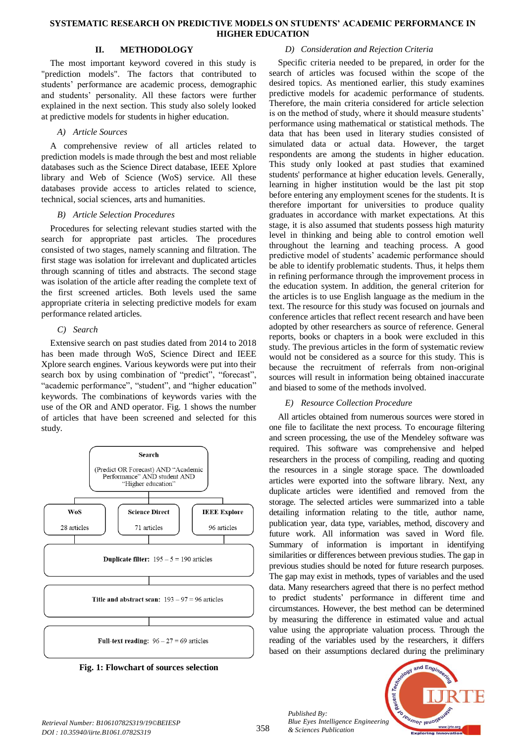## II. METHODOLOGY

The most important keyword covered in this study is "prediction models". The factors that contributed to students' performance are academic process, demographic and students' personality. All these factors were further explained in the next section. This study also solely looked at predictive models for students in higher education.

### *A) Article Sources*

A comprehensive review of all articles related to prediction models is made through the best and most reliable databases such as the Science Direct database, IEEE Xplore library and Web of Science (WoS) service. All these databases provide access to articles related to science, technical, social sciences, arts and humanities.

### *B) Article Selection Procedures*

Procedures for selecting relevant studies started with the search for appropriate past articles. The procedures consisted of two stages, namely scanning and filtration. The first stage was isolation for irrelevant and duplicated articles through scanning of titles and abstracts. The second stage was isolation of the article after reading the complete text of the first screened articles. Both levels used the same appropriate criteria in selecting predictive models for exam performance related articles.

### *C) Search*

Extensive search on past studies dated from 2014 to 2018 has been made through WoS, Science Direct and IEEE Xplore search engines. Various keywords were put into their search box by using combination of "predict", "forecast", "academic performance", "student", and "higher education" keywords. The combinations of keywords varies with the use of the OR and AND operator. Fig. 1 shows the number of articles that have been screened and selected for this study.

**Search**

(Predict OR Forecast) AND "Academic Performance" AND student AND "Higher education"

| WoS | Science Direct | IEEE Explore |
|---|---|---|
| 28 articles | 71 articles | 96 articles |

**Duplicate filter:** 195 – 5 = 190 articles

**Title and abstract scan:** 193 – 97 = 96 articles

**Full-text reading:** 96 – 27 = 69 articles

**Fig. 1: Flowchart of sources selection**

### *D) Consideration and Rejection Criteria*

Specific criteria needed to be prepared, in order for the search of articles was focused within the scope of the desired topics. As mentioned earlier, this study examines predictive models for academic performance of students. Therefore, the main criteria considered for article selection is on the method of study, where it should measure students' performance using mathematical or statistical methods. The data that has been used in literary studies consisted of simulated data or actual data. However, the target respondents are among the students in higher education. This study only looked at past studies that examined students' performance at higher education levels. Generally, learning in higher institution would be the last pit stop before entering any employment scenes for the students. It is therefore important for universities to produce quality graduates in accordance with market expectations. At this stage, it is also assumed that students possess high maturity level in thinking and being able to control emotion well throughout the learning and teaching process. A good predictive model of students' academic performance should be able to identify problematic students. Thus, it helps them in refining performance through the improvement process in the education system. In addition, the general criterion for the articles is to use English language as the medium in the text. The resource for this study was focused on journals and conference articles that reflect recent research and have been adopted by other researchers as source of reference. General reports, books or chapters in a book were excluded in this study. The previous articles in the form of systematic review would not be considered as a source for this study. This is because the recruitment of referrals from non-original sources will result in information being obtained inaccurate and biased to some of the methods involved.

### *E) Resource Collection Procedure*

All articles obtained from numerous sources were stored in one file to facilitate the next process. To encourage filtering and screen processing, the use of the Mendeley software was required. This software was comprehensive and helped researchers in the process of compiling, reading and quoting the resources in a single storage space. The downloaded articles were exported into the software library. Next, any duplicate articles were identified and removed from the storage. The selected articles were summarized into a table detailing information relating to the title, author name, publication year, data type, variables, method, discovery and future work. All information was saved in Word file. Summary of information is important in identifying similarities or differences between previous studies. The gap in previous studies should be noted for future research purposes. The gap may exist in methods, types of variables and the used data. Many researchers agreed that there is no perfect method to predict students' performance in different time and circumstances. However, the best method can be determined by measuring the difference in estimated value and actual value using the appropriate valuation process. Through the reading of the variables used by the researchers, it differs based on their assumptions declared during the preliminary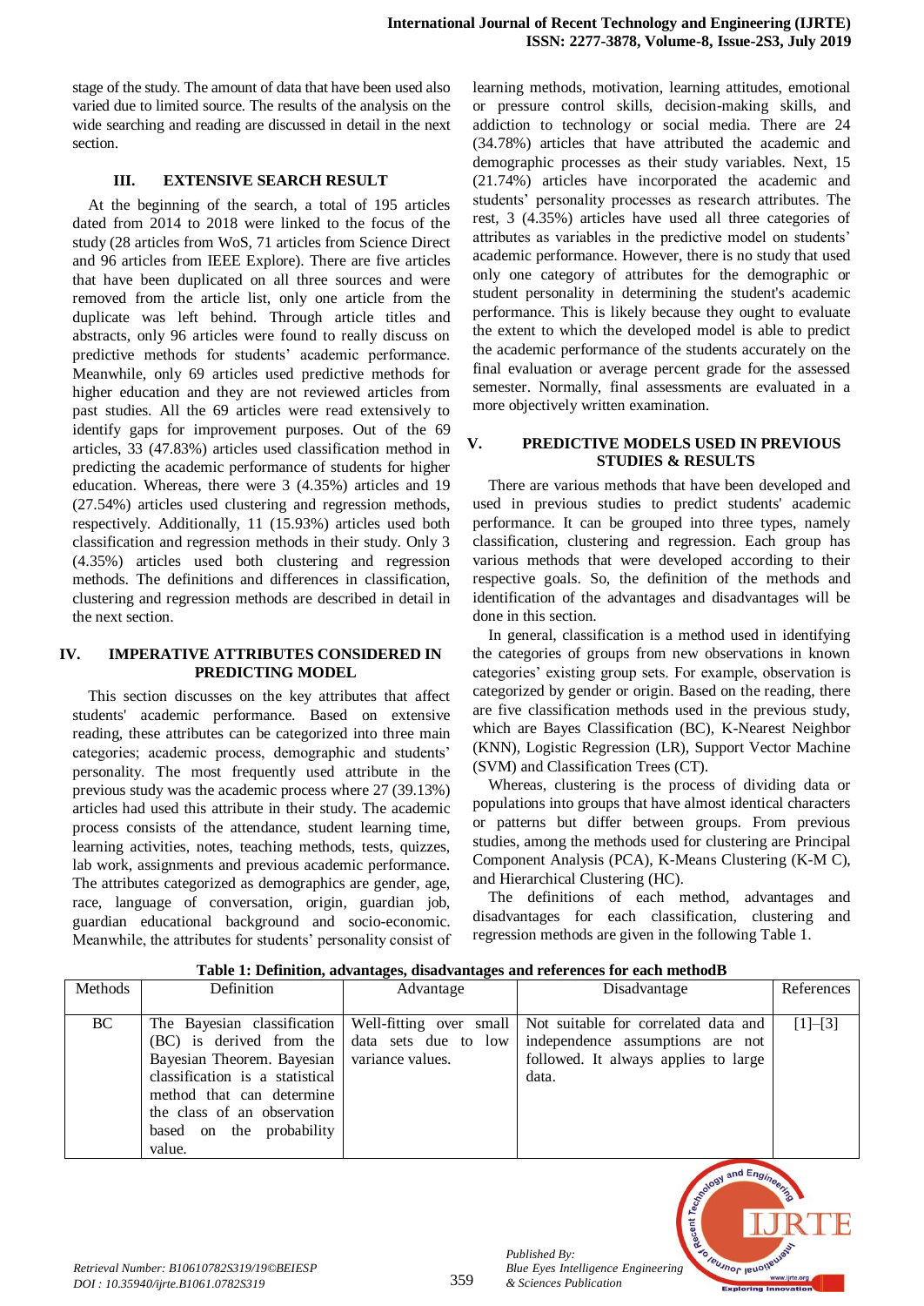stage of the study. The amount of data that have been used also varied due to limited source. The results of the analysis on the wide searching and reading are discussed in detail in the next section.

## III. EXTENSIVE SEARCH RESULT

At the beginning of the search, a total of 195 articles dated from 2014 to 2018 were linked to the focus of the study (28 articles from WoS, 71 articles from Science Direct and 96 articles from IEEE Explore). There are five articles that have been duplicated on all three sources and were removed from the article list, only one article from the duplicate was left behind. Through article titles and abstracts, only 96 articles were found to really discuss on predictive methods for students' academic performance. Meanwhile, only 69 articles used predictive methods for higher education and they are not reviewed articles from past studies. All the 69 articles were read extensively to identify gaps for improvement purposes. Out of the 69 articles, 33 (47.83%) articles used classification method in predicting the academic performance of students for higher education. Whereas, there were 3 (4.35%) articles and 19 (27.54%) articles used clustering and regression methods, respectively. Additionally, 11 (15.93%) articles used both classification and regression methods in their study. Only 3 (4.35%) articles used both clustering and regression methods. The definitions and differences in classification, clustering and regression methods are described in detail in the next section.

## IV. IMPERATIVE ATTRIBUTES CONSIDERED IN PREDICTING MODEL

This section discusses on the key attributes that affect students' academic performance. Based on extensive reading, these attributes can be categorized into three main categories; academic process, demographic and students' personality. The most frequently used attribute in the previous study was the academic process where 27 (39.13%) articles had used this attribute in their study. The academic process consists of the attendance, student learning time, learning activities, notes, teaching methods, tests, quizzes, lab work, assignments and previous academic performance. The attributes categorized as demographics are gender, age, race, language of conversation, origin, guardian job, guardian educational background and socio-economic. Meanwhile, the attributes for students' personality consist of learning methods, motivation, learning attitudes, emotional or pressure control skills, decision-making skills, and addiction to technology or social media. There are 24 (34.78%) articles that have attributed the academic and demographic processes as their study variables. Next, 15 (21.74%) articles have incorporated the academic and students' personality processes as research attributes. The rest, 3 (4.35%) articles have used all three categories of attributes as variables in the predictive model on students' academic performance. However, there is no study that used only one category of attributes for the demographic or student personality in determining the student's academic performance. This is likely because they ought to evaluate the extent to which the developed model is able to predict the academic performance of the students accurately on the final evaluation or average percent grade for the assessed semester. Normally, final assessments are evaluated in a more objectively written examination.

## V. PREDICTIVE MODELS USED IN PREVIOUS STUDIES & RESULTS

There are various methods that have been developed and used in previous studies to predict students' academic performance. It can be grouped into three types, namely classification, clustering and regression. Each group has various methods that were developed according to their respective goals. So, the definition of the methods and identification of the advantages and disadvantages will be done in this section.

In general, classification is a method used in identifying the categories of groups from new observations in known categories' existing group sets. For example, observation is categorized by gender or origin. Based on the reading, there are five classification methods used in the previous study, which are Bayes Classification (BC), K-Nearest Neighbor (KNN), Logistic Regression (LR), Support Vector Machine (SVM) and Classification Trees (CT).

Whereas, clustering is the process of dividing data or populations into groups that have almost identical characters or patterns but differ between groups. From previous studies, among the methods used for clustering are Principal Component Analysis (PCA), K-Means Clustering (K-M C), and Hierarchical Clustering (HC).

The definitions of each method, advantages and disadvantages for each classification, clustering and regression methods are given in the following Table 1.

**Table 1: Definition, advantages, disadvantages and references for each methodB**

| Methods | Definition | Advantage | Disadvantage | References |
|---|---|---|---|---|
| BC | The Bayesian classification (BC) is derived from the Bayesian Theorem. Bayesian classification is a statistical method that can determine the class of an observation based on the probability value. | Well-fitting over small data sets due to low variance values. | Not suitable for correlated data and independence assumptions are not followed. It always applies to large data. | [1]–[3] |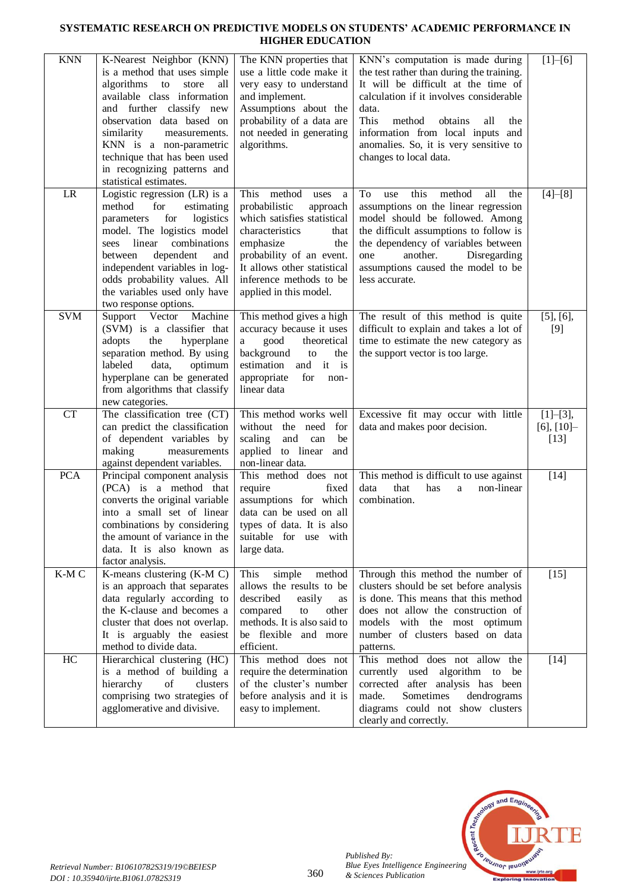| KNN | K-Nearest Neighbor (KNN) is a method that uses simple algorithms to store all available class information and further classify new observation data based on similarity measurements. KNN is a non-parametric technique that has been used in recognizing patterns and statistical estimates. | The KNN properties that use a little code make it very easy to understand and implement. Assumptions about the probability of a data are not needed in generating algorithms. | KNN's computation is made during the test rather than during the training. It will be difficult at the time of calculation if it involves considerable data. This method obtains all the information from local inputs and anomalies. So, it is very sensitive to changes to local data. | [1]–[6] |
|---|---|---|---|---|
| LR | Logistic regression (LR) is a method for estimating parameters for logistics model. The logistics model sees linear combinations between dependent and independent variables in log-odds probability values. All the variables used only have two response options. | This method uses a probabilistic approach which satisfies statistical characteristics that emphasize the probability of an event. It allows other statistical inference methods to be applied in this model. | To use this method all the assumptions on the linear regression model should be followed. Among the difficult assumptions to follow is the dependency of variables between one another. Disregarding assumptions caused the model to be less accurate. | [4]–[8] |
| SVM | Support Vector Machine (SVM) is a classifier that adopts the hyperplane separation method. By using labeled data, optimum hyperplane can be generated from algorithms that classify new categories. | This method gives a high accuracy because it uses a good theoretical background to the estimation and it is appropriate for non-linear data | The result of this method is quite difficult to explain and takes a lot of time to estimate the new category as the support vector is too large. | [5], [6], [9] |
| CT | The classification tree (CT) can predict the classification of dependent variables by making measurements against dependent variables. | This method works well without the need for scaling and can be applied to linear and non-linear data. | Excessive fit may occur with little data and makes poor decision. | [1]–[3], [6], [10]–[13] |
| PCA | Principal component analysis (PCA) is a method that converts the original variable into a small set of linear combinations by considering the amount of variance in the data. It is also known as factor analysis. | This method does not require fixed assumptions for which data can be used on all types of data. It is also suitable for use with large data. | This method is difficult to use against data that has a non-linear combination. | [14] |
| K-M C | K-means clustering (K-M C) is an approach that separates data regularly according to the K-clause and becomes a cluster that does not overlap. It is arguably the easiest method to divide data. | This simple method allows the results to be described easily as compared to other methods. It is also said to be flexible and more efficient. | Through this method the number of clusters should be set before analysis is done. This means that this method does not allow the construction of models with the most optimum number of clusters based on data patterns. | [15] |
| HC | Hierarchical clustering (HC) is a method of building a hierarchy of clusters comprising two strategies of agglomerative and divisive. | This method does not require the determination of the cluster's number before analysis and it is easy to implement. | This method does not allow the currently used algorithm to be corrected after analysis has been made. Sometimes dendrograms diagrams could not show clusters clearly and correctly. | [14] |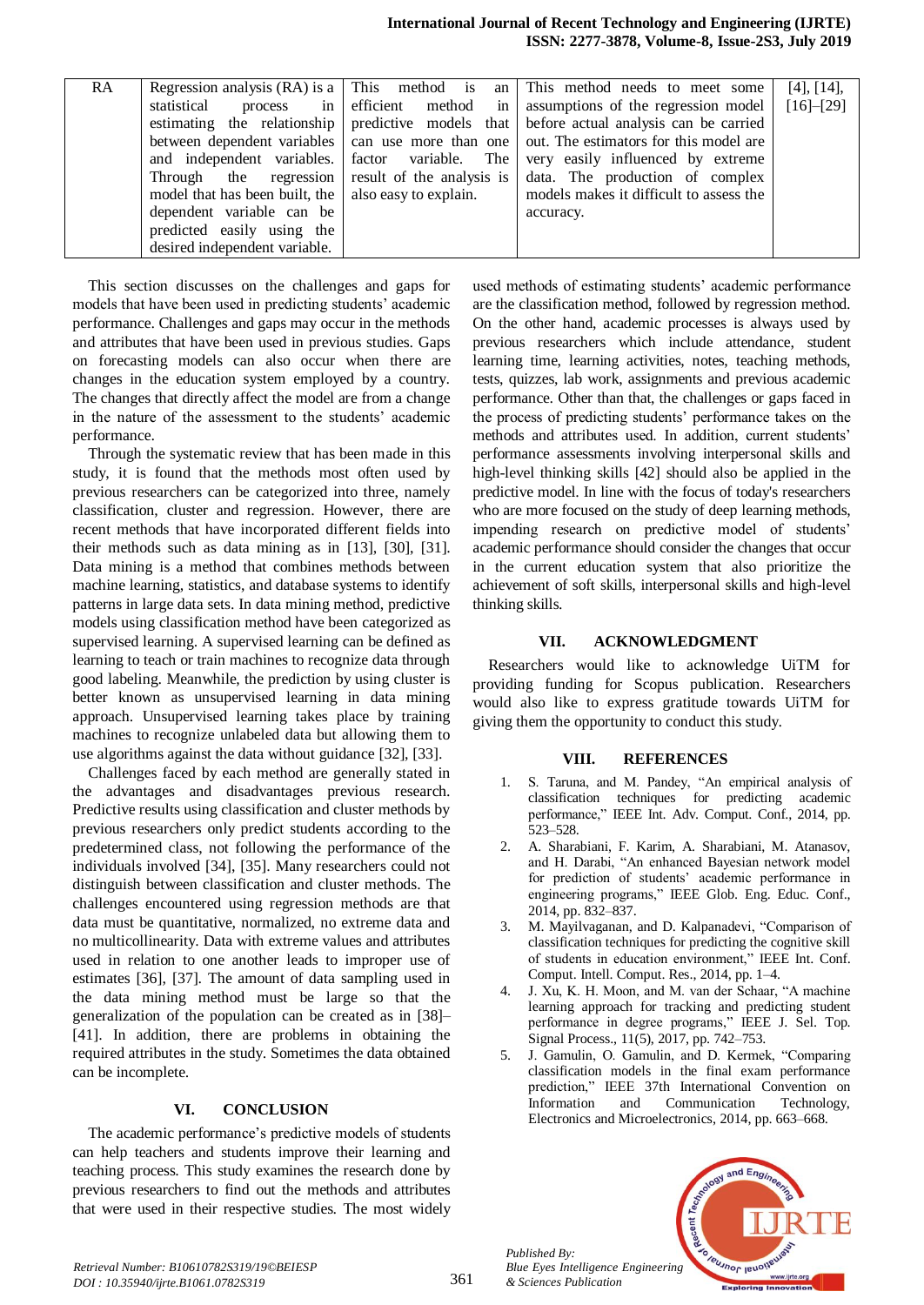| RA | Regression analysis (RA) is a statistical process in estimating the relationship between dependent variables and independent variables. Through the regression model that has been built, the dependent variable can be predicted easily using the desired independent variable. | This method is an efficient method in predictive models that can use more than one factor variable. The result of the analysis is also easy to explain. | This method needs to meet some assumptions of the regression model before actual analysis can be carried out. The estimators for this model are very easily influenced by extreme data. The production of complex models makes it difficult to assess the accuracy. | [4], [14], [16]–[29] |
|---|---|---|---|---|

This section discusses on the challenges and gaps for models that have been used in predicting students' academic performance. Challenges and gaps may occur in the methods and attributes that have been used in previous studies. Gaps on forecasting models can also occur when there are changes in the education system employed by a country. The changes that directly affect the model are from a change in the nature of the assessment to the students' academic performance.

Through the systematic review that has been made in this study, it is found that the methods most often used by previous researchers can be categorized into three, namely classification, cluster and regression. However, there are recent methods that have incorporated different fields into their methods such as data mining as in [13], [30], [31]. Data mining is a method that combines methods between machine learning, statistics, and database systems to identify patterns in large data sets. In data mining method, predictive models using classification method have been categorized as supervised learning. A supervised learning can be defined as learning to teach or train machines to recognize data through good labeling. Meanwhile, the prediction by using cluster is better known as unsupervised learning in data mining approach. Unsupervised learning takes place by training machines to recognize unlabeled data but allowing them to use algorithms against the data without guidance [32], [33].

Challenges faced by each method are generally stated in the advantages and disadvantages previous research. Predictive results using classification and cluster methods by previous researchers only predict students according to the predetermined class, not following the performance of the individuals involved [34], [35]. Many researchers could not distinguish between classification and cluster methods. The challenges encountered using regression methods are that data must be quantitative, normalized, no extreme data and no multicollinearity. Data with extreme values and attributes used in relation to one another leads to improper use of estimates [36], [37]. The amount of data sampling used in the data mining method must be large so that the generalization of the population can be created as in [38]–[41]. In addition, there are problems in obtaining the required attributes in the study. Sometimes the data obtained can be incomplete.

## VI. CONCLUSION

The academic performance's predictive models of students can help teachers and students improve their learning and teaching process. This study examines the research done by previous researchers to find out the methods and attributes that were used in their respective studies. The most widely used methods of estimating students' academic performance are the classification method, followed by regression method. On the other hand, academic processes is always used by previous researchers which include attendance, student learning time, learning activities, notes, teaching methods, tests, quizzes, lab work, assignments and previous academic performance. Other than that, the challenges or gaps faced in the process of predicting students' performance takes on the methods and attributes used. In addition, current students' performance assessments involving interpersonal skills and high-level thinking skills [42] should also be applied in the predictive model. In line with the focus of today's researchers who are more focused on the study of deep learning methods, impending research on predictive model of students' academic performance should consider the changes that occur in the current education system that also prioritize the achievement of soft skills, interpersonal skills and high-level thinking skills.

## VII. ACKNOWLEDGMENT

Researchers would like to acknowledge UiTM for providing funding for Scopus publication. Researchers would also like to express gratitude towards UiTM for giving them the opportunity to conduct this study.

## VIII. REFERENCES

1. S. Taruna, and M. Pandey, "An empirical analysis of classification techniques for predicting academic performance," IEEE Int. Adv. Comput. Conf., 2014, pp. 523–528.
2. A. Sharabiani, F. Karim, A. Sharabiani, M. Atanasov, and H. Darabi, "An enhanced Bayesian network model for prediction of students' academic performance in engineering programs," IEEE Glob. Eng. Educ. Conf., 2014, pp. 832–837.
3. M. Mayilvaganan, and D. Kalpanadevi, "Comparison of classification techniques for predicting the cognitive skill of students in education environment," IEEE Int. Conf. Comput. Intell. Comput. Res., 2014, pp. 1–4.
4. J. Xu, K. H. Moon, and M. van der Schaar, "A machine learning approach for tracking and predicting student performance in degree programs," IEEE J. Sel. Top. Signal Process., 11(5), 2017, pp. 742–753.
5. J. Gamulin, O. Gamulin, and D. Kermek, "Comparing classification models in the final exam performance prediction," IEEE 37th International Convention on Information and Communication Technology, Electronics and Microelectronics, 2014, pp. 663–668.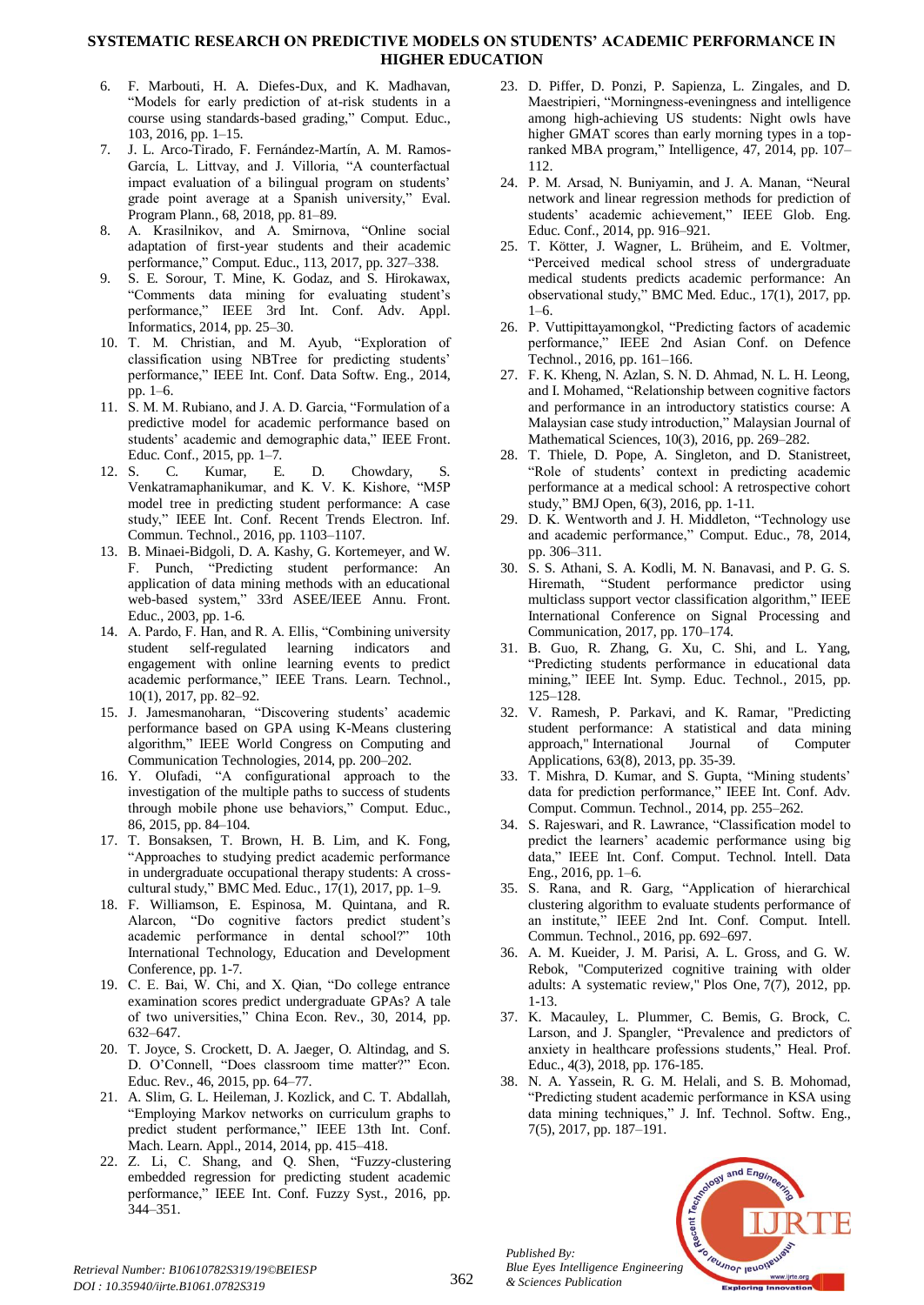6. F. Marbouti, H. A. Diefes-Dux, and K. Madhavan, "Models for early prediction of at-risk students in a course using standards-based grading," Comput. Educ., 103, 2016, pp. 1–15.
7. J. L. Arco-Tirado, F. Fernández-Martín, A. M. Ramos-García, L. Littvay, and J. Villoria, "A counterfactual impact evaluation of a bilingual program on students' grade point average at a Spanish university," Eval. Program Plann., 68, 2018, pp. 81–89.
8. A. Krasilnikov, and A. Smirnova, "Online social adaptation of first-year students and their academic performance," Comput. Educ., 113, 2017, pp. 327–338.
9. S. E. Sorour, T. Mine, K. Godaz, and S. Hirokawax, "Comments data mining for evaluating student's performance," IEEE 3rd Int. Conf. Adv. Appl. Informatics, 2014, pp. 25–30.
10. T. M. Christian, and M. Ayub, "Exploration of classification using NBTree for predicting students' performance," IEEE Int. Conf. Data Softw. Eng., 2014, pp. 1–6.
11. S. M. M. Rubiano, and J. A. D. Garcia, "Formulation of a predictive model for academic performance based on students' academic and demographic data," IEEE Front. Educ. Conf., 2015, pp. 1–7.
12. S. C. Kumar, E. D. Chowdary, S. Venkatramaphanikumar, and K. V. K. Kishore, "M5P model tree in predicting student performance: A case study," IEEE Int. Conf. Recent Trends Electron. Inf. Commun. Technol., 2016, pp. 1103–1107.
13. B. Minaei-Bidgoli, D. A. Kashy, G. Kortemeyer, and W. F. Punch, "Predicting student performance: An application of data mining methods with an educational web-based system," 33rd ASEE/IEEE Annu. Front. Educ., 2003, pp. 1-6.
14. A. Pardo, F. Han, and R. A. Ellis, "Combining university student self-regulated learning indicators and engagement with online learning events to predict academic performance," IEEE Trans. Learn. Technol., 10(1), 2017, pp. 82–92.
15. J. Jamesmanoharan, "Discovering students' academic performance based on GPA using K-Means clustering algorithm," IEEE World Congress on Computing and Communication Technologies, 2014, pp. 200–202.
16. Y. Olufadi, "A configurational approach to the investigation of the multiple paths to success of students through mobile phone use behaviors," Comput. Educ., 86, 2015, pp. 84–104.
17. T. Bonsaksen, T. Brown, H. B. Lim, and K. Fong, "Approaches to studying predict academic performance in undergraduate occupational therapy students: A cross-cultural study," BMC Med. Educ., 17(1), 2017, pp. 1–9.
18. F. Williamson, E. Espinosa, M. Quintana, and R. Alarcon, "Do cognitive factors predict student's academic performance in dental school?" 10th International Technology, Education and Development Conference, pp. 1-7.
19. C. E. Bai, W. Chi, and X. Qian, "Do college entrance examination scores predict undergraduate GPAs? A tale of two universities," China Econ. Rev., 30, 2014, pp. 632–647.
20. T. Joyce, S. Crockett, D. A. Jaeger, O. Altindag, and S. D. O'Connell, "Does classroom time matter?" Econ. Educ. Rev., 46, 2015, pp. 64–77.
21. A. Slim, G. L. Heileman, J. Kozlick, and C. T. Abdallah, "Employing Markov networks on curriculum graphs to predict student performance," IEEE 13th Int. Conf. Mach. Learn. Appl., 2014, 2014, pp. 415–418.
22. Z. Li, C. Shang, and Q. Shen, "Fuzzy-clustering embedded regression for predicting student academic performance," IEEE Int. Conf. Fuzzy Syst., 2016, pp. 344–351.
23. D. Piffer, D. Ponzi, P. Sapienza, L. Zingales, and D. Maestripieri, "Morningness-eveningness and intelligence among high-achieving US students: Night owls have higher GMAT scores than early morning types in a top-ranked MBA program," Intelligence, 47, 2014, pp. 107–112.
24. P. M. Arsad, N. Buniyamin, and J. A. Manan, "Neural network and linear regression methods for prediction of students' academic achievement," IEEE Glob. Eng. Educ. Conf., 2014, pp. 916–921.
25. T. Kötter, J. Wagner, L. Brüheim, and E. Voltmer, "Perceived medical school stress of undergraduate medical students predicts academic performance: An observational study," BMC Med. Educ., 17(1), 2017, pp. 1–6.
26. P. Vuttipittayamongkol, "Predicting factors of academic performance," IEEE 2nd Asian Conf. on Defence Technol., 2016, pp. 161–166.
27. F. K. Kheng, N. Azlan, S. N. D. Ahmad, N. L. H. Leong, and I. Mohamed, "Relationship between cognitive factors and performance in an introductory statistics course: A Malaysian case study introduction," Malaysian Journal of Mathematical Sciences, 10(3), 2016, pp. 269–282.
28. T. Thiele, D. Pope, A. Singleton, and D. Stanistreet, "Role of students' context in predicting academic performance at a medical school: A retrospective cohort study," BMJ Open, 6(3), 2016, pp. 1-11.
29. D. K. Wentworth and J. H. Middleton, "Technology use and academic performance," Comput. Educ., 78, 2014, pp. 306–311.
30. S. S. Athani, S. A. Kodli, M. N. Banavasi, and P. G. S. Hiremath, "Student performance predictor using multiclass support vector classification algorithm," IEEE International Conference on Signal Processing and Communication, 2017, pp. 170–174.
31. B. Guo, R. Zhang, G. Xu, C. Shi, and L. Yang, "Predicting students performance in educational data mining," IEEE Int. Symp. Educ. Technol., 2015, pp. 125–128.
32. V. Ramesh, P. Parkavi, and K. Ramar, "Predicting student performance: A statistical and data mining approach," International Journal of Computer Applications, 63(8), 2013, pp. 35-39.
33. T. Mishra, D. Kumar, and S. Gupta, "Mining students' data for prediction performance," IEEE Int. Conf. Adv. Comput. Commun. Technol., 2014, pp. 255–262.
34. S. Rajeswari, and R. Lawrance, "Classification model to predict the learners' academic performance using big data," IEEE Int. Conf. Comput. Technol. Intell. Data Eng., 2016, pp. 1–6.
35. S. Rana, and R. Garg, "Application of hierarchical clustering algorithm to evaluate students performance of an institute," IEEE 2nd Int. Conf. Comput. Intell. Commun. Technol., 2016, pp. 692–697.
36. A. M. Kueider, J. M. Parisi, A. L. Gross, and G. W. Rebok, "Computerized cognitive training with older adults: A systematic review," Plos One, 7(7), 2012, pp. 1-13.
37. K. Macauley, L. Plummer, C. Bemis, G. Brock, C. Larson, and J. Spangler, "Prevalence and predictors of anxiety in healthcare professions students," Heal. Prof. Educ., 4(3), 2018, pp. 176-185.
38. N. A. Yassein, R. G. M. Helali, and S. B. Mohomad, "Predicting student academic performance in KSA using data mining techniques," J. Inf. Technol. Softw. Eng., 7(5), 2017, pp. 187–191.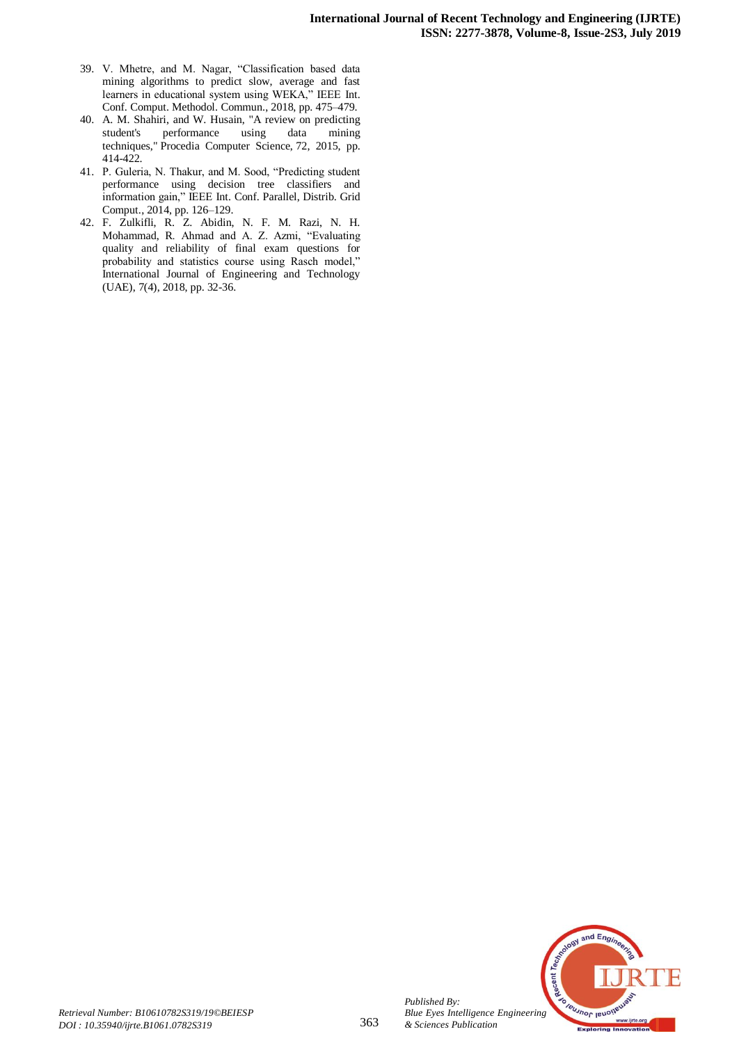39. V. Mhetre, and M. Nagar, “Classification based data mining algorithms to predict slow, average and fast learners in educational system using WEKA,” IEEE Int. Conf. Comput. Methodol. Commun., 2018, pp. 475–479.
40. A. M. Shahiri, and W. Husain, "A review on predicting student's performance using data mining techniques," Procedia Computer Science, 72, 2015, pp. 414-422.
41. P. Guleria, N. Thakur, and M. Sood, “Predicting student performance using decision tree classifiers and information gain,” IEEE Int. Conf. Parallel, Distrib. Grid Comput., 2014, pp. 126–129.
42. F. Zulkifli, R. Z. Abidin, N. F. M. Razi, N. H. Mohammad, R. Ahmad and A. Z. Azmi, “Evaluating quality and reliability of final exam questions for probability and statistics course using Rasch model,” International Journal of Engineering and Technology (UAE), 7(4), 2018, pp. 32-36.